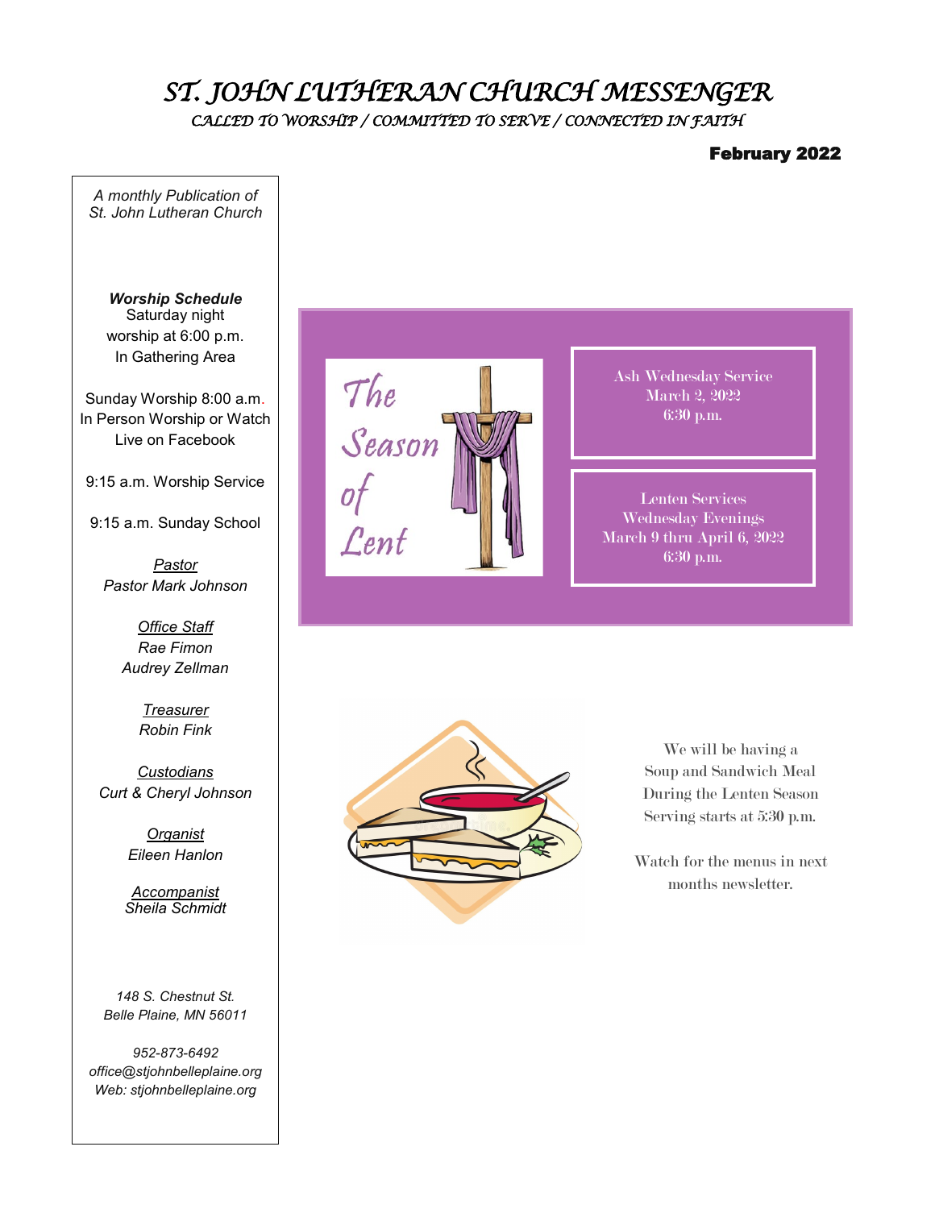# ST. JOHN LUTHERAN CHURCH MESSENGER

*CALLED TO WORSHIP / COMMITTED TO SERVE / CONNECTED IN FAITH*

**February 2022**

*A monthly Publication of St. John Lutheran Church*

***Worship Schedule***
Saturday night worship at 6:00 p.m.
In Gathering Area

Sunday Worship 8:00 a.m.
In Person Worship or Watch Live on Facebook

9:15 a.m. Worship Service

9:15 a.m. Sunday School

*Pastor*
*Pastor Mark Johnson*

*Office Staff*
*Rae Fimon*
*Audrey Zellman*

*Treasurer*
*Robin Fink*

*Custodians*
*Curt & Cheryl Johnson*

*Organist*
*Eileen Hanlon*

*Accompanist*
*Sheila Schmidt*

*148 S. Chestnut St.*
*Belle Plaine, MN 56011*

*952-873-6492*
*office@stjohnbelleplaine.org*
*Web: stjohnbelleplaine.org*

The Season of Lent

Ash Wednesday Service
March 2, 2022
6:30 p.m.

Lenten Services
Wednesday Evenings
March 9 thru April 6, 2022
6:30 p.m.

We will be having a Soup and Sandwich Meal During the Lenten Season Serving starts at 5:30 p.m.

Watch for the menus in next months newsletter.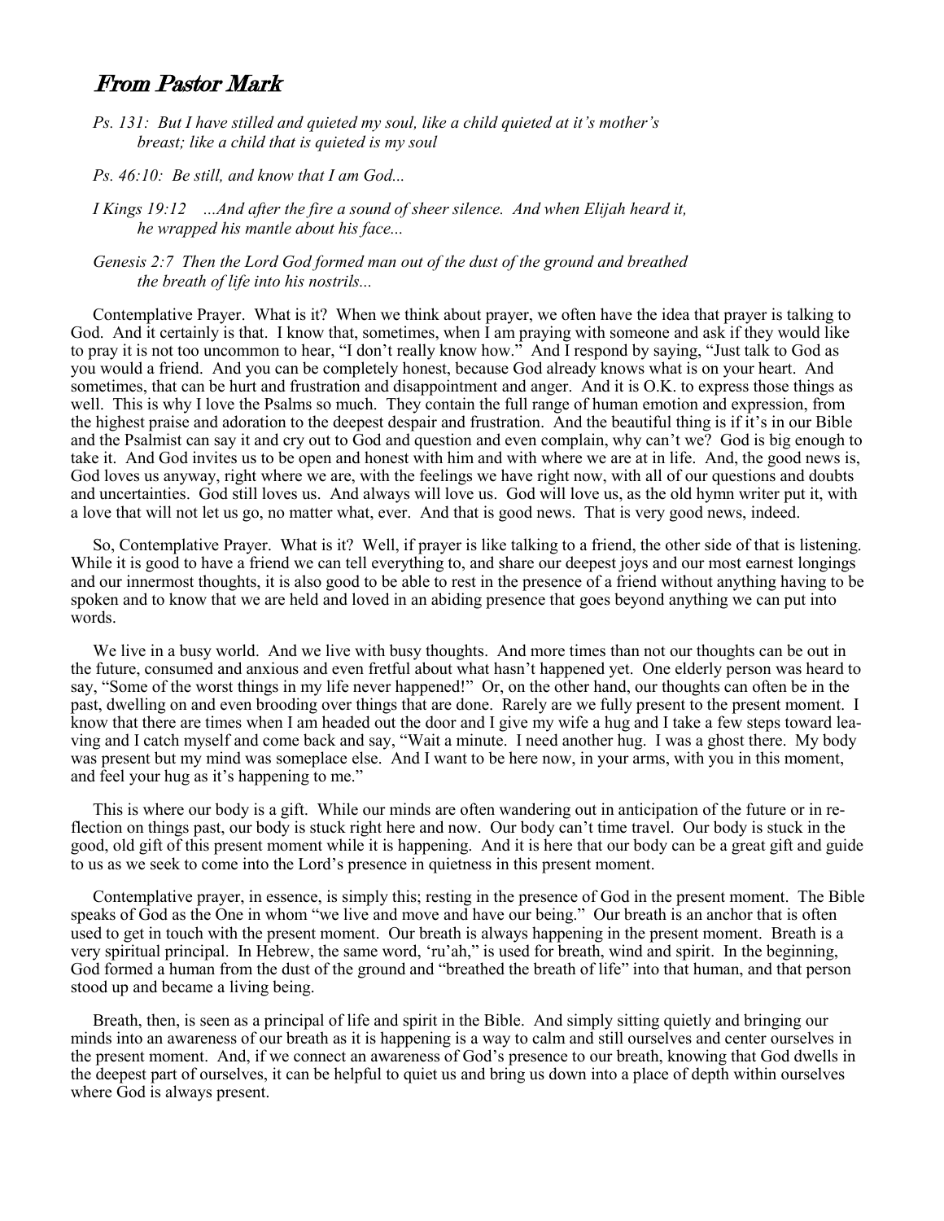## *From Pastor Mark*

*Ps. 131: But I have stilled and quieted my soul, like a child quieted at it's mother's breast; like a child that is quieted is my soul*

*Ps. 46:10: Be still, and know that I am God...*

*I Kings 19:12 ...And after the fire a sound of sheer silence. And when Elijah heard it, he wrapped his mantle about his face...*

*Genesis 2:7 Then the Lord God formed man out of the dust of the ground and breathed the breath of life into his nostrils...*

Contemplative Prayer. What is it? When we think about prayer, we often have the idea that prayer is talking to God. And it certainly is that. I know that, sometimes, when I am praying with someone and ask if they would like to pray it is not too uncommon to hear, "I don't really know how." And I respond by saying, "Just talk to God as you would a friend. And you can be completely honest, because God already knows what is on your heart. And sometimes, that can be hurt and frustration and disappointment and anger. And it is O.K. to express those things as well. This is why I love the Psalms so much. They contain the full range of human emotion and expression, from the highest praise and adoration to the deepest despair and frustration. And the beautiful thing is if it's in our Bible and the Psalmist can say it and cry out to God and question and even complain, why can't we? God is big enough to take it. And God invites us to be open and honest with him and with where we are at in life. And, the good news is, God loves us anyway, right where we are, with the feelings we have right now, with all of our questions and doubts and uncertainties. God still loves us. And always will love us. God will love us, as the old hymn writer put it, with a love that will not let us go, no matter what, ever. And that is good news. That is very good news, indeed.

So, Contemplative Prayer. What is it? Well, if prayer is like talking to a friend, the other side of that is listening. While it is good to have a friend we can tell everything to, and share our deepest joys and our most earnest longings and our innermost thoughts, it is also good to be able to rest in the presence of a friend without anything having to be spoken and to know that we are held and loved in an abiding presence that goes beyond anything we can put into words.

We live in a busy world. And we live with busy thoughts. And more times than not our thoughts can be out in the future, consumed and anxious and even fretful about what hasn't happened yet. One elderly person was heard to say, "Some of the worst things in my life never happened!" Or, on the other hand, our thoughts can often be in the past, dwelling on and even brooding over things that are done. Rarely are we fully present to the present moment. I know that there are times when I am headed out the door and I give my wife a hug and I take a few steps toward leaving and I catch myself and come back and say, "Wait a minute. I need another hug. I was a ghost there. My body was present but my mind was someplace else. And I want to be here now, in your arms, with you in this moment, and feel your hug as it's happening to me."

This is where our body is a gift. While our minds are often wandering out in anticipation of the future or in reflection on things past, our body is stuck right here and now. Our body can't time travel. Our body is stuck in the good, old gift of this present moment while it is happening. And it is here that our body can be a great gift and guide to us as we seek to come into the Lord's presence in quietness in this present moment.

Contemplative prayer, in essence, is simply this; resting in the presence of God in the present moment. The Bible speaks of God as the One in whom "we live and move and have our being." Our breath is an anchor that is often used to get in touch with the present moment. Our breath is always happening in the present moment. Breath is a very spiritual principal. In Hebrew, the same word, 'ru'ah," is used for breath, wind and spirit. In the beginning, God formed a human from the dust of the ground and "breathed the breath of life" into that human, and that person stood up and became a living being.

Breath, then, is seen as a principal of life and spirit in the Bible. And simply sitting quietly and bringing our minds into an awareness of our breath as it is happening is a way to calm and still ourselves and center ourselves in the present moment. And, if we connect an awareness of God's presence to our breath, knowing that God dwells in the deepest part of ourselves, it can be helpful to quiet us and bring us down into a place of depth within ourselves where God is always present.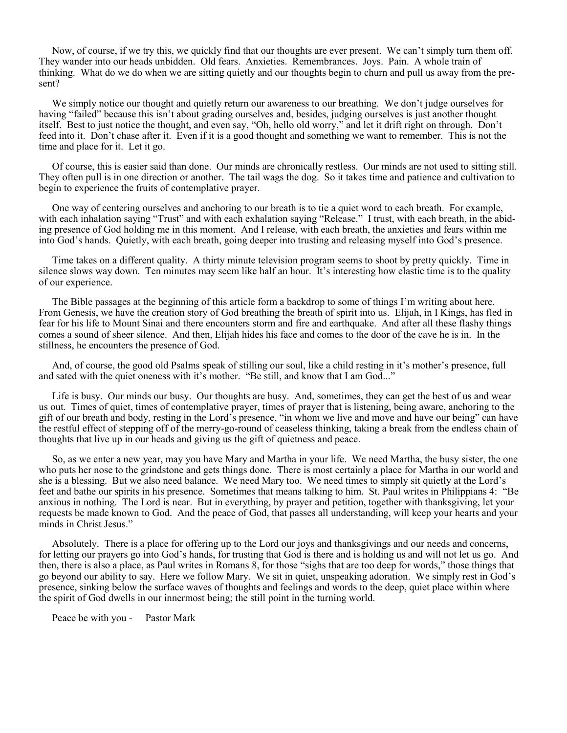Now, of course, if we try this, we quickly find that our thoughts are ever present. We can't simply turn them off. They wander into our heads unbidden. Old fears. Anxieties. Remembrances. Joys. Pain. A whole train of thinking. What do we do when we are sitting quietly and our thoughts begin to churn and pull us away from the present?

We simply notice our thought and quietly return our awareness to our breathing. We don't judge ourselves for having "failed" because this isn't about grading ourselves and, besides, judging ourselves is just another thought itself. Best to just notice the thought, and even say, "Oh, hello old worry," and let it drift right on through. Don't feed into it. Don't chase after it. Even if it is a good thought and something we want to remember. This is not the time and place for it. Let it go.

Of course, this is easier said than done. Our minds are chronically restless. Our minds are not used to sitting still. They often pull is in one direction or another. The tail wags the dog. So it takes time and patience and cultivation to begin to experience the fruits of contemplative prayer.

One way of centering ourselves and anchoring to our breath is to tie a quiet word to each breath. For example, with each inhalation saying "Trust" and with each exhalation saying "Release." I trust, with each breath, in the abiding presence of God holding me in this moment. And I release, with each breath, the anxieties and fears within me into God's hands. Quietly, with each breath, going deeper into trusting and releasing myself into God's presence.

Time takes on a different quality. A thirty minute television program seems to shoot by pretty quickly. Time in silence slows way down. Ten minutes may seem like half an hour. It's interesting how elastic time is to the quality of our experience.

The Bible passages at the beginning of this article form a backdrop to some of things I'm writing about here. From Genesis, we have the creation story of God breathing the breath of spirit into us. Elijah, in I Kings, has fled in fear for his life to Mount Sinai and there encounters storm and fire and earthquake. And after all these flashy things comes a sound of sheer silence. And then, Elijah hides his face and comes to the door of the cave he is in. In the stillness, he encounters the presence of God.

And, of course, the good old Psalms speak of stilling our soul, like a child resting in it's mother's presence, full and sated with the quiet oneness with it's mother. "Be still, and know that I am God..."

Life is busy. Our minds our busy. Our thoughts are busy. And, sometimes, they can get the best of us and wear us out. Times of quiet, times of contemplative prayer, times of prayer that is listening, being aware, anchoring to the gift of our breath and body, resting in the Lord's presence, "in whom we live and move and have our being" can have the restful effect of stepping off of the merry-go-round of ceaseless thinking, taking a break from the endless chain of thoughts that live up in our heads and giving us the gift of quietness and peace.

So, as we enter a new year, may you have Mary and Martha in your life. We need Martha, the busy sister, the one who puts her nose to the grindstone and gets things done. There is most certainly a place for Martha in our world and she is a blessing. But we also need balance. We need Mary too. We need times to simply sit quietly at the Lord's feet and bathe our spirits in his presence. Sometimes that means talking to him. St. Paul writes in Philippians 4: "Be anxious in nothing. The Lord is near. But in everything, by prayer and petition, together with thanksgiving, let your requests be made known to God. And the peace of God, that passes all understanding, will keep your hearts and your minds in Christ Jesus."

Absolutely. There is a place for offering up to the Lord our joys and thanksgivings and our needs and concerns, for letting our prayers go into God's hands, for trusting that God is there and is holding us and will not let us go. And then, there is also a place, as Paul writes in Romans 8, for those "sighs that are too deep for words," those things that go beyond our ability to say. Here we follow Mary. We sit in quiet, unspeaking adoration. We simply rest in God's presence, sinking below the surface waves of thoughts and feelings and words to the deep, quiet place within where the spirit of God dwells in our innermost being; the still point in the turning world.

Peace be with you - Pastor Mark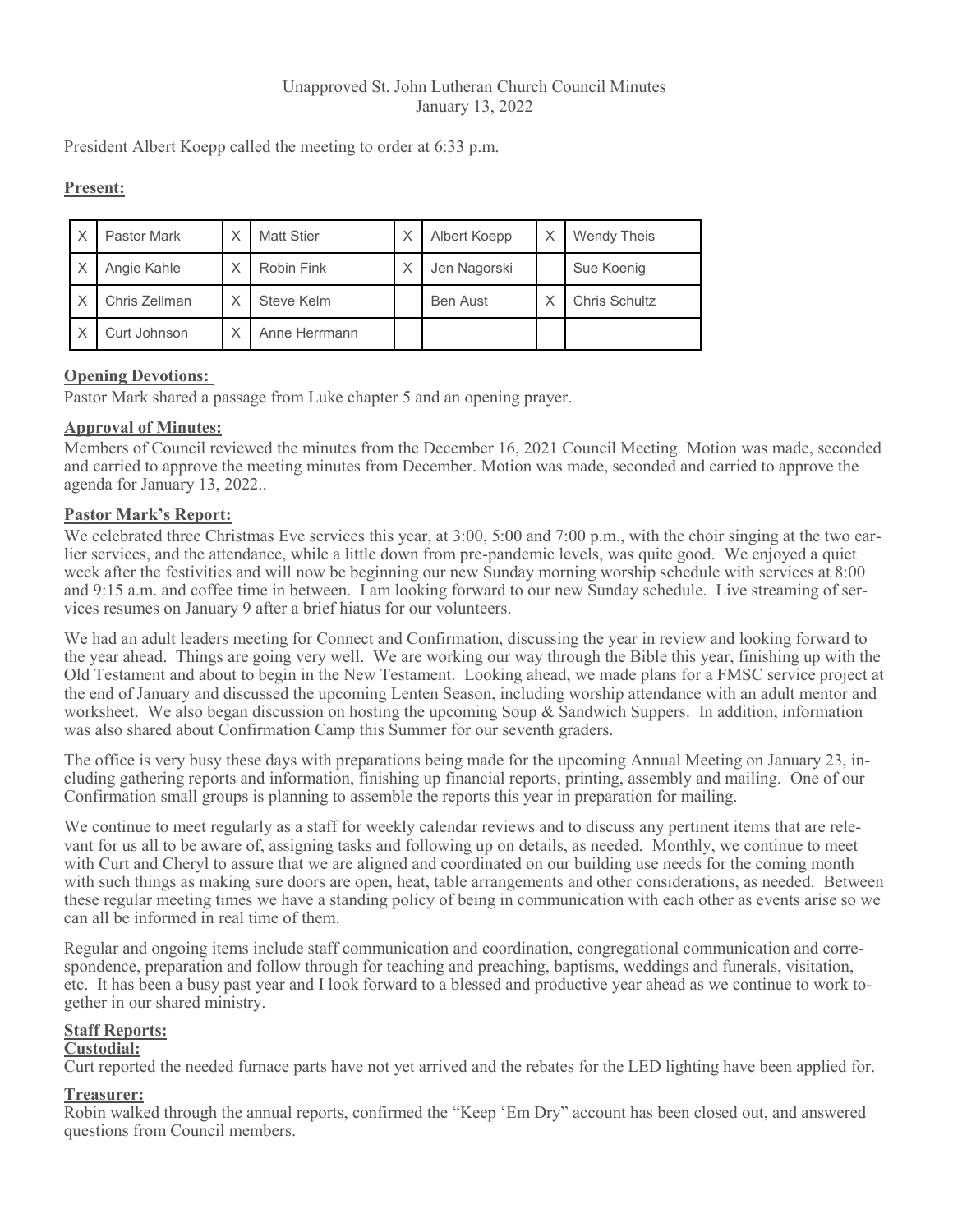Unapproved St. John Lutheran Church Council Minutes
January 13, 2022

President Albert Koepp called the meeting to order at 6:33 p.m.

**Present:**

| | | | | | | | |
|---|---|---|---|---|---|---|---|
| X | Pastor Mark | X | Matt Stier | X | Albert Koepp | X | Wendy Theis |
| X | Angie Kahle | X | Robin Fink | X | Jen Nagorski | | Sue Koenig |
| X | Chris Zellman | X | Steve Kelm | | Ben Aust | X | Chris Schultz |
| X | Curt Johnson | X | Anne Herrmann | | | | |

**Opening Devotions:**
Pastor Mark shared a passage from Luke chapter 5 and an opening prayer.

**Approval of Minutes:**
Members of Council reviewed the minutes from the December 16, 2021 Council Meeting. Motion was made, seconded and carried to approve the meeting minutes from December. Motion was made, seconded and carried to approve the agenda for January 13, 2022..

**Pastor Mark's Report:**
We celebrated three Christmas Eve services this year, at 3:00, 5:00 and 7:00 p.m., with the choir singing at the two earlier services, and the attendance, while a little down from pre-pandemic levels, was quite good. We enjoyed a quiet week after the festivities and will now be beginning our new Sunday morning worship schedule with services at 8:00 and 9:15 a.m. and coffee time in between. I am looking forward to our new Sunday schedule. Live streaming of services resumes on January 9 after a brief hiatus for our volunteers.

We had an adult leaders meeting for Connect and Confirmation, discussing the year in review and looking forward to the year ahead. Things are going very well. We are working our way through the Bible this year, finishing up with the Old Testament and about to begin in the New Testament. Looking ahead, we made plans for a FMSC service project at the end of January and discussed the upcoming Lenten Season, including worship attendance with an adult mentor and worksheet. We also began discussion on hosting the upcoming Soup & Sandwich Suppers. In addition, information was also shared about Confirmation Camp this Summer for our seventh graders.

The office is very busy these days with preparations being made for the upcoming Annual Meeting on January 23, including gathering reports and information, finishing up financial reports, printing, assembly and mailing. One of our Confirmation small groups is planning to assemble the reports this year in preparation for mailing.

We continue to meet regularly as a staff for weekly calendar reviews and to discuss any pertinent items that are relevant for us all to be aware of, assigning tasks and following up on details, as needed. Monthly, we continue to meet with Curt and Cheryl to assure that we are aligned and coordinated on our building use needs for the coming month with such things as making sure doors are open, heat, table arrangements and other considerations, as needed. Between these regular meeting times we have a standing policy of being in communication with each other as events arise so we can all be informed in real time of them.

Regular and ongoing items include staff communication and coordination, congregational communication and correspondence, preparation and follow through for teaching and preaching, baptisms, weddings and funerals, visitation, etc. It has been a busy past year and I look forward to a blessed and productive year ahead as we continue to work together in our shared ministry.

**Staff Reports:**

**Custodial:**
Curt reported the needed furnace parts have not yet arrived and the rebates for the LED lighting have been applied for.

**Treasurer:**
Robin walked through the annual reports, confirmed the "Keep 'Em Dry" account has been closed out, and answered questions from Council members.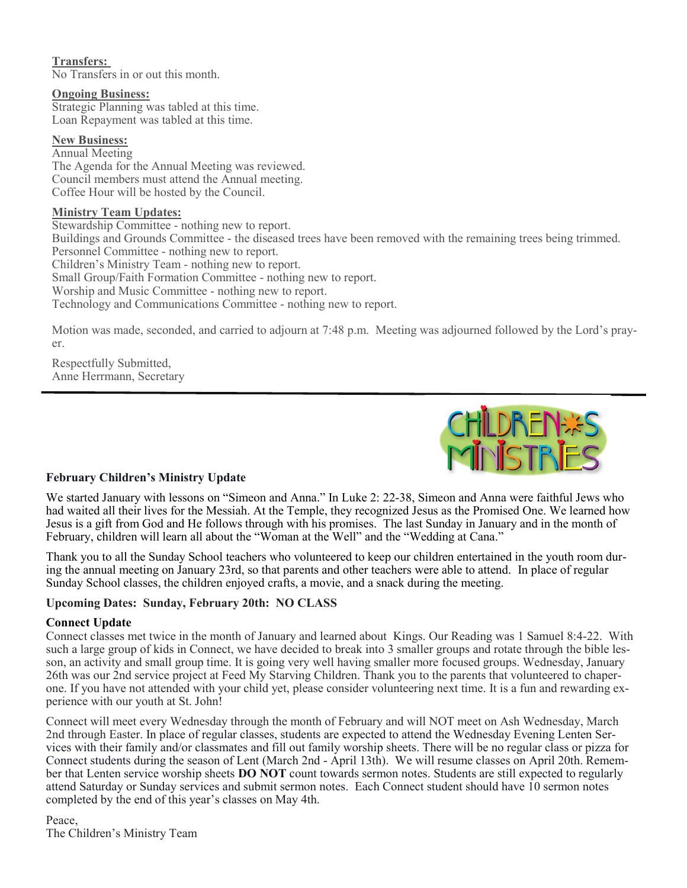**Transfers:**
No Transfers in or out this month.

**Ongoing Business:**
Strategic Planning was tabled at this time.
Loan Repayment was tabled at this time.

**New Business:**
Annual Meeting
The Agenda for the Annual Meeting was reviewed.
Council members must attend the Annual meeting.
Coffee Hour will be hosted by the Council.

**Ministry Team Updates:**
Stewardship Committee - nothing new to report.
Buildings and Grounds Committee - the diseased trees have been removed with the remaining trees being trimmed.
Personnel Committee - nothing new to report.
Children's Ministry Team - nothing new to report.
Small Group/Faith Formation Committee - nothing new to report.
Worship and Music Committee - nothing new to report.
Technology and Communications Committee - nothing new to report.

Motion was made, seconded, and carried to adjourn at 7:48 p.m. Meeting was adjourned followed by the Lord's prayer.

Respectfully Submitted,
Anne Herrmann, Secretary

---

CHILDREN'S MINISTRIES

**February Children's Ministry Update**

We started January with lessons on "Simeon and Anna." In Luke 2: 22-38, Simeon and Anna were faithful Jews who had waited all their lives for the Messiah. At the Temple, they recognized Jesus as the Promised One. We learned how Jesus is a gift from God and He follows through with his promises. The last Sunday in January and in the month of February, children will learn all about the "Woman at the Well" and the "Wedding at Cana."

Thank you to all the Sunday School teachers who volunteered to keep our children entertained in the youth room during the annual meeting on January 23rd, so that parents and other teachers were able to attend. In place of regular Sunday School classes, the children enjoyed crafts, a movie, and a snack during the meeting.

**Upcoming Dates: Sunday, February 20th: NO CLASS**

**Connect Update**
Connect classes met twice in the month of January and learned about Kings. Our Reading was 1 Samuel 8:4-22. With such a large group of kids in Connect, we have decided to break into 3 smaller groups and rotate through the bible lesson, an activity and small group time. It is going very well having smaller more focused groups. Wednesday, January 26th was our 2nd service project at Feed My Starving Children. Thank you to the parents that volunteered to chaperone. If you have not attended with your child yet, please consider volunteering next time. It is a fun and rewarding experience with our youth at St. John!

Connect will meet every Wednesday through the month of February and will NOT meet on Ash Wednesday, March 2nd through Easter. In place of regular classes, students are expected to attend the Wednesday Evening Lenten Services with their family and/or classmates and fill out family worship sheets. There will be no regular class or pizza for Connect students during the season of Lent (March 2nd - April 13th). We will resume classes on April 20th. Remember that Lenten service worship sheets **DO NOT** count towards sermon notes. Students are still expected to regularly attend Saturday or Sunday services and submit sermon notes. Each Connect student should have 10 sermon notes completed by the end of this year's classes on May 4th.

Peace,
The Children's Ministry Team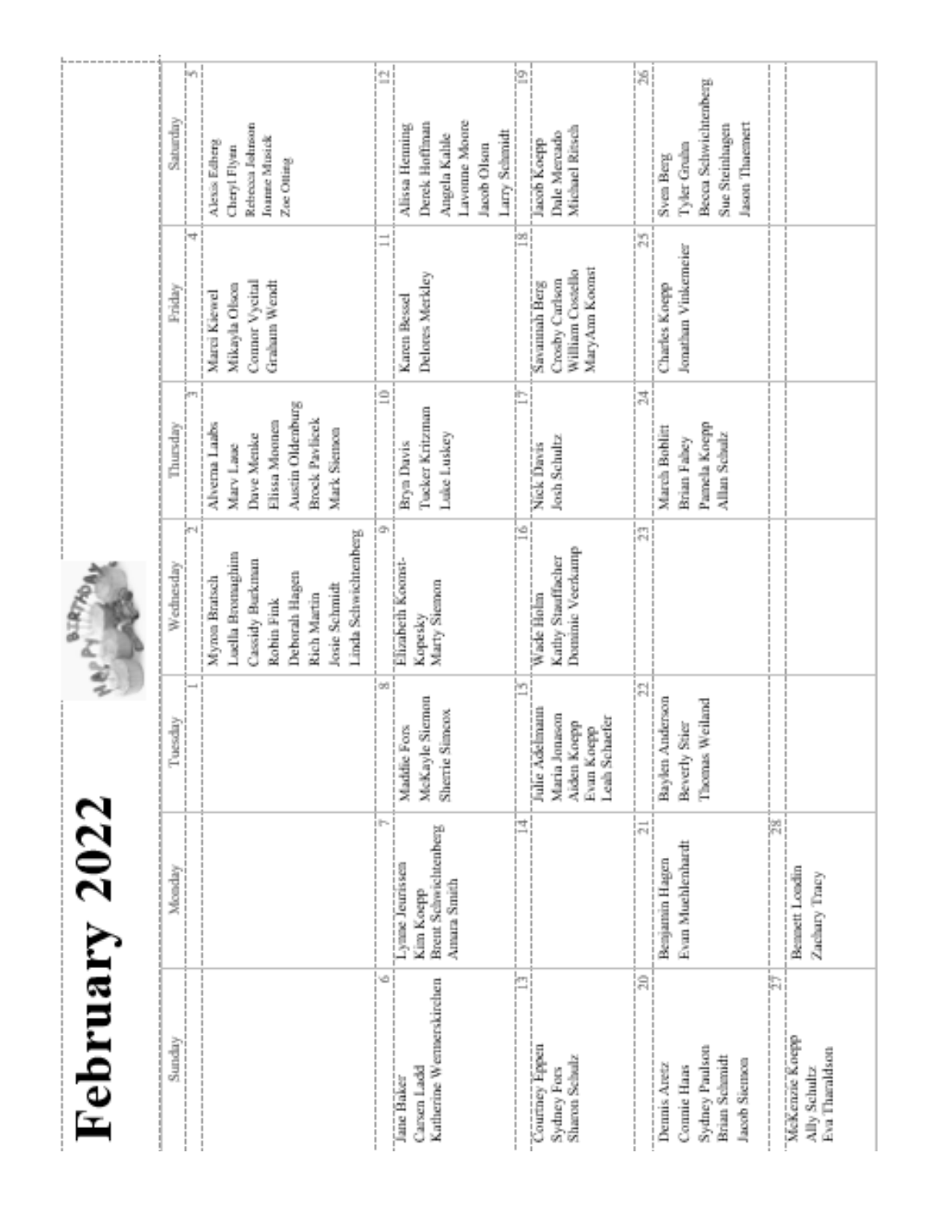# February 2022

| Sunday | Monday | Tuesday | Wednesday | Thursday | Friday | Saturday |
|---|---|---|---|---|---|---|
| | | 1 | 2<br>Myron Bratsch<br>Luella Bromaghim<br>Cassidy Burkman<br>Robin Fink<br>Deborah Hagen<br>Rich Martin<br>Josie Schmidt<br>Linda Schwichtenberg | 3<br>Alverna Laabs<br>Marv Laue<br>Dave Menke<br>Elissa Moonen<br>Austin Oldenburg<br>Brock Pavlicek<br>Mark Siemon | 4<br>Marci Kiewel<br>Mikayla Olson<br>Connor Vycital<br>Graham Wendt | 5<br>Alexis Edberg<br>Cheryl Flynn<br>Rebecca Johnson<br>Joanne Musick<br>Zoe Otting |
| 6<br>Jane Baker<br>Carsen Ladd<br>Katherine Wernerskirchen | 7<br>Lynne Jeurissen<br>Kim Koepp<br>Brent Schwichtenberg<br>Amara Smith | 8<br>Maddie Fors<br>McKayle Siemon<br>Sherrie Simcox | 9<br>Elizabeth Koonst-Kopesky<br>Marty Siemon | 10<br>Brya Davis<br>Tucker Kritzman<br>Luke Luskey | 11<br>Karen Bessel<br>Delores Merkley | 12<br>Alissa Henning<br>Derek Hoffman<br>Angela Kahle<br>Lavonne Moore<br>Jacob Olson<br>Larry Schmidt |
| 13<br>Courtney Eppen<br>Sydney Fors<br>Sharon Schulz | 14 | 15<br>Julie Adelmann<br>Maria Jonason<br>Aiden Koepp<br>Evan Koepp<br>Leah Schaefer | 16<br>Wade Holm<br>Kathy Stauffacher<br>Dominic Veerkamp | 17<br>Nick Davis<br>Josh Schultz | 18<br>Savannah Berg<br>Crosby Carlson<br>William Costello<br>MaryAnn Koonst | 19<br>Jacob Koepp<br>Dale Mercado<br>Michael Ritsch |
| 20<br>Dennis Aretz<br>Connie Haas<br>Sydney Paulson<br>Brian Schmidt<br>Jacob Siemon | 21<br>Benjamin Hagen<br>Evan Muehlenhardt | 22<br>Baylen Anderson<br>Beverly Stier<br>Thomas Weiland | 23 | 24<br>March Boblitt<br>Brian Fahey<br>Pamela Koepp<br>Allan Schulz | 25<br>Charles Koepp<br>Jonathan Vinkemeier | 26<br>Sven Berg<br>Tyler Grahn<br>Becca Schwichtenberg<br>Sue Steinhagen<br>Jason Thaemert |
| 27<br>McKenzie Koepp<br>Ally Schultz<br>Eva Tharaldson | 28<br>Bennett Loodin<br>Zachary Tracy | | | | | |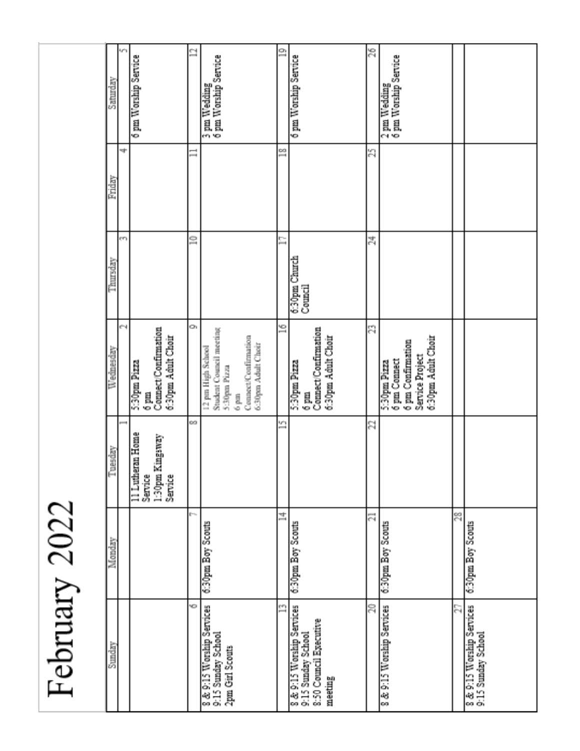# February 2022

| Sunday | Monday | Tuesday | Wednesday | Thursday | Friday | Saturday |
|---|---|---|---|---|---|---|
| | | 1 | 2 | 3 | 4 | 5 |
| | | 11 Lutheran Home Service<br>1:30pm Kingsway Service | 5:30pm Pizza<br>6 pm Connect/Confirmation<br>6:30pm Adult Choir | | | 6 pm Worship Service |
| 6 | 7 | 8 | 9 | 10 | 11 | 12 |
| 8 & 9:15 Worship Services<br>9:15 Sunday School<br>2pm Girl Scouts | 6:30pm Boy Scouts | | 12 pm High School Student Council meeting<br>5:30pm Pizza<br>6 pm Connect/Confirmation<br>6:30pm Adult Choir | | | 3 pm Wedding<br>6 pm Worship Service |
| 13 | 14 | 15 | 16 | 17 | 18 | 19 |
| 8 & 9:15 Worship Services<br>9:15 Sunday School<br>8:50 Council Executive meeting | 6:30pm Boy Scouts | | 5:30pm Pizza<br>6 pm Connect/Confirmation<br>6:30pm Adult Choir | 6:30pm Church Council | | 6 pm Worship Service |
| 20 | 21 | 22 | 23 | 24 | 25 | 26 |
| 8 & 9:15 Worship Services | 6:30pm Boy Scouts | | 5:30pm Pizza<br>6 pm Connect<br>6 pm Confirmation Service Project<br>6:30pm Adult Choir | | | 2 pm Wedding<br>6 pm Worship Service |
| 27 | 28 | | | | | |
| 8 & 9:15 Worship Services<br>9:15 Sunday School | 6:30pm Boy Scouts | | | | | |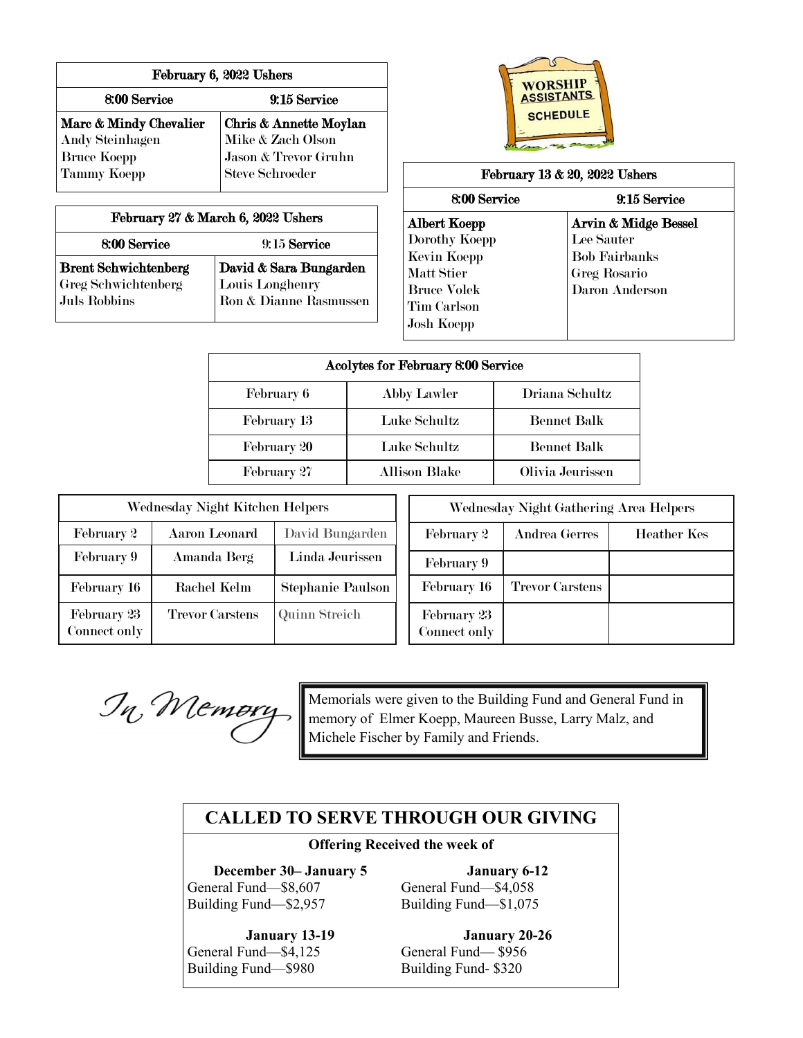| February 6, 2022 Ushers | |
|---|---|
| **8:00 Service** | **9:15 Service** |
| **Marc & Mindy Chevalier**<br>Andy Steinhagen<br>Bruce Koepp<br>Tammy Koepp | **Chris & Annette Moylan**<br>Mike & Zach Olson<br>Jason & Trevor Gruhn<br>Steve Schroeder |

WORSHIP ASSISTANTS SCHEDULE

| February 13 & 20, 2022 Ushers | |
|---|---|
| **8:00 Service** | **9:15 Service** |
| **Albert Koepp**<br>Dorothy Koepp<br>Kevin Koepp<br>Matt Stier<br>Bruce Volek<br>Tim Carlson<br>Josh Koepp | **Arvin & Midge Bessel**<br>Lee Sauter<br>Bob Fairbanks<br>Greg Rosario<br>Daron Anderson |

| February 27 & March 6, 2022 Ushers | |
|---|---|
| **8:00 Service** | **9:15 Service** |
| **Brent Schwichtenberg**<br>Greg Schwichtenberg<br>Juls Robbins | **David & Sara Bungarden**<br>Louis Longhenry<br>Ron & Dianne Rasmussen |

| Acolytes for February 8:00 Service | | |
|---|---|---|
| February 6 | Abby Lawler | Driana Schultz |
| February 13 | Luke Schultz | Bennet Balk |
| February 20 | Luke Schultz | Bennet Balk |
| February 27 | Allison Blake | Olivia Jeurissen |

| Wednesday Night Kitchen Helpers | | |
|---|---|---|
| February 2 | Aaron Leonard | David Bungarden |
| February 9 | Amanda Berg | Linda Jeurissen |
| February 16 | Rachel Kelm | Stephanie Paulson |
| February 23 Connect only | Trevor Carstens | Quinn Streich |

| Wednesday Night Gathering Area Helpers | | |
|---|---|---|
| February 2 | Andrea Gerres | Heather Kes |
| February 9 | | |
| February 16 | Trevor Carstens | |
| February 23 Connect only | | |

*In Memory*

Memorials were given to the Building Fund and General Fund in memory of Elmer Koepp, Maureen Busse, Larry Malz, and Michele Fischer by Family and Friends.

## CALLED TO SERVE THROUGH OUR GIVING

**Offering Received the week of**

**December 30– January 5**
General Fund—$8,607
Building Fund—$2,957

**January 6-12**
General Fund—$4,058
Building Fund—$1,075

**January 13-19**
General Fund—$4,125
Building Fund—$980

**January 20-26**
General Fund— $956
Building Fund- $320